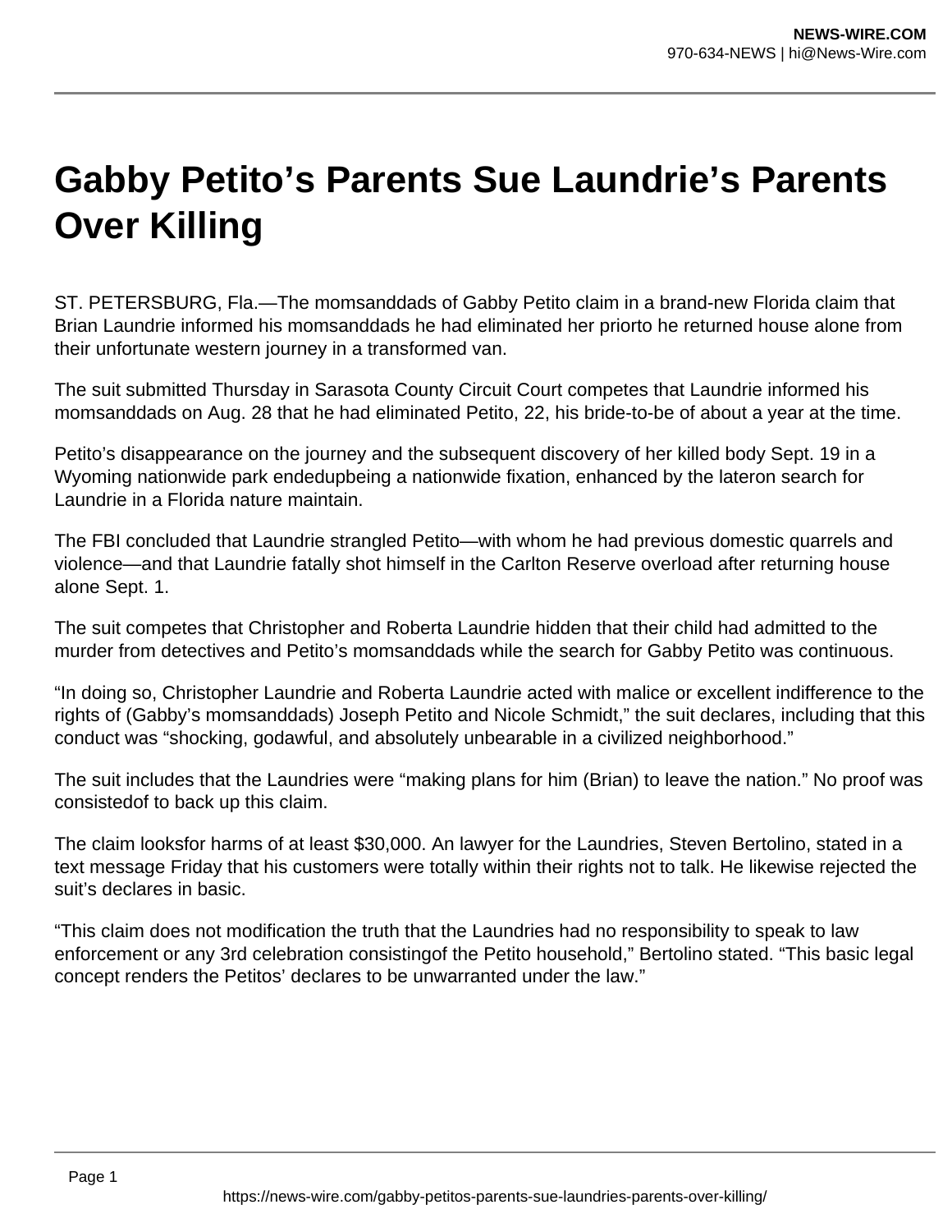# Gabby Petito's Parents Sue Laundrie's Parents Over Killing

ST. PETERSBURG, Fla.—The momsanddads of Gabby Petito claim in a brand-new Florida claim that Brian Laundrie informed his momsanddads he had eliminated her priorto he returned house alone from their unfortunate western journey in a transformed van.

The suit submitted Thursday in Sarasota County Circuit Court competes that Laundrie informed his momsanddads on Aug. 28 that he had eliminated Petito, 22, his bride-to-be of about a year at the time.

Petito's disappearance on the journey and the subsequent discovery of her killed body Sept. 19 in a Wyoming nationwide park endedupbeing a nationwide fixation, enhanced by the lateron search for Laundrie in a Florida nature maintain.

The FBI concluded that Laundrie strangled Petito—with whom he had previous domestic quarrels and violence—and that Laundrie fatally shot himself in the Carlton Reserve overload after returning house alone Sept. 1.

The suit competes that Christopher and Roberta Laundrie hidden that their child had admitted to the murder from detectives and Petito's momsanddads while the search for Gabby Petito was continuous.

"In doing so, Christopher Laundrie and Roberta Laundrie acted with malice or excellent indifference to the rights of (Gabby's momsanddads) Joseph Petito and Nicole Schmidt," the suit declares, including that this conduct was "shocking, godawful, and absolutely unbearable in a civilized neighborhood."

The suit includes that the Laundries were "making plans for him (Brian) to leave the nation." No proof was consistedof to back up this claim.

The claim looksfor harms of at least $30,000. An lawyer for the Laundries, Steven Bertolino, stated in a text message Friday that his customers were totally within their rights not to talk. He likewise rejected the suit's declares in basic.

"This claim does not modification the truth that the Laundries had no responsibility to speak to law enforcement or any 3rd celebration consistingof the Petito household," Bertolino stated. "This basic legal concept renders the Petitos' declares to be unwarranted under the law."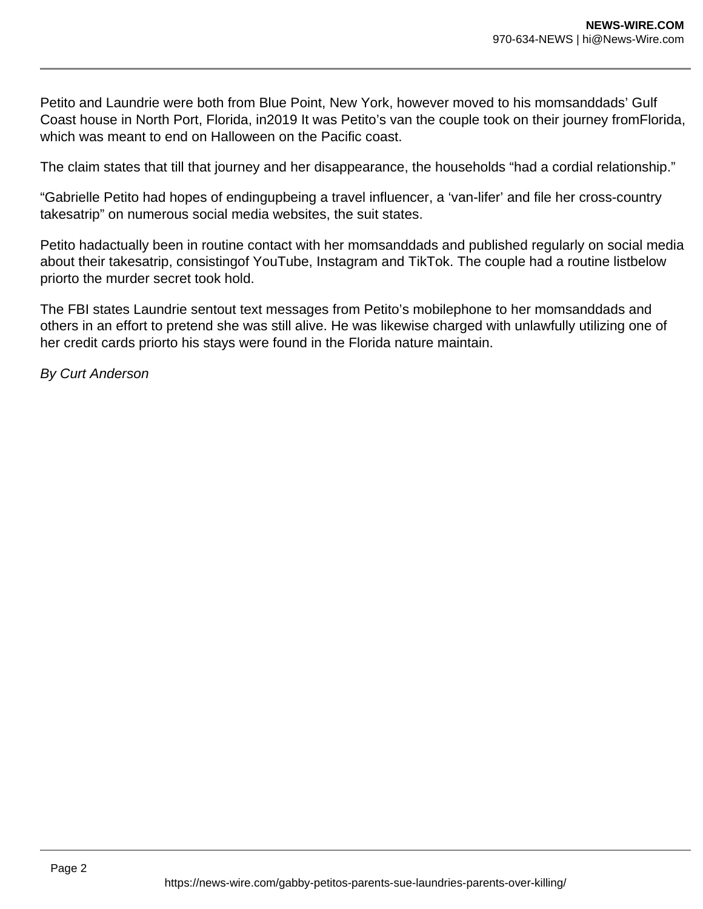Petito and Laundrie were both from Blue Point, New York, however moved to his momsanddads' Gulf Coast house in North Port, Florida, in2019 It was Petito's van the couple took on their journey fromFlorida, which was meant to end on Halloween on the Pacific coast.

The claim states that till that journey and her disappearance, the households "had a cordial relationship."

"Gabrielle Petito had hopes of endingupbeing a travel influencer, a 'van-lifer' and file her cross-country takesatrip" on numerous social media websites, the suit states.

Petito hadactually been in routine contact with her momsanddads and published regularly on social media about their takesatrip, consistingof YouTube, Instagram and TikTok. The couple had a routine listbelow priorto the murder secret took hold.

The FBI states Laundrie sentout text messages from Petito's mobilephone to her momsanddads and others in an effort to pretend she was still alive. He was likewise charged with unlawfully utilizing one of her credit cards priorto his stays were found in the Florida nature maintain.

*By Curt Anderson*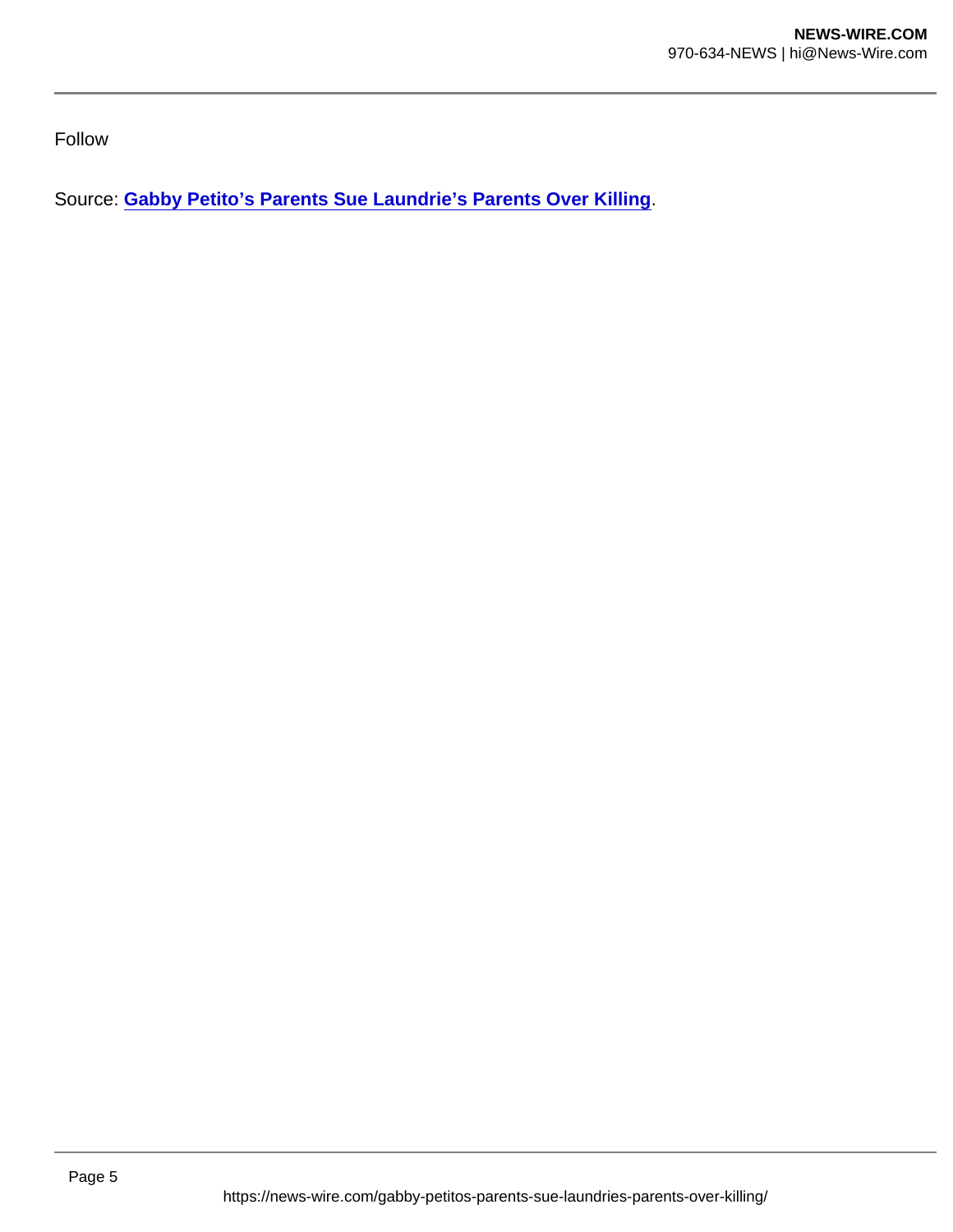Follow

Source: [**Gabby Petito's Parents Sue Laundrie's Parents Over Killing**](https://news-wire.com/gabby-petitos-parents-sue-laundries-parents-over-killing/).